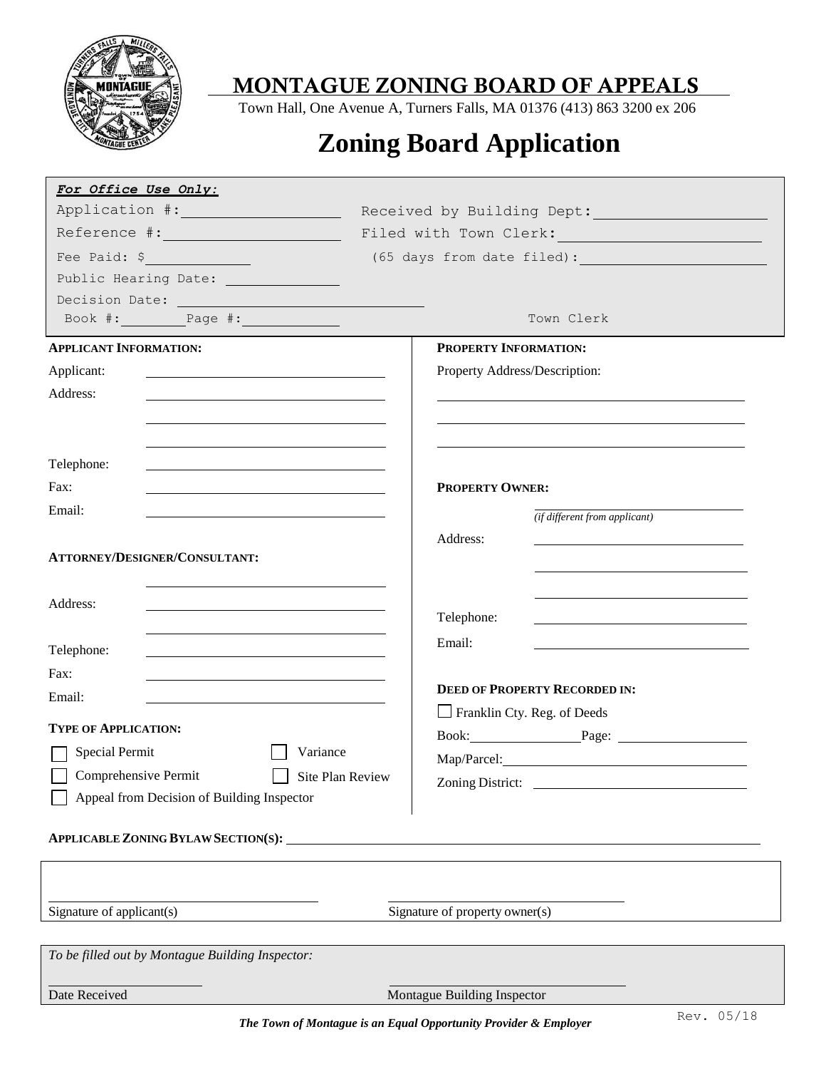# MONTAGUE ZONING BOARD OF APPEALS

Town Hall, One Avenue A, Turners Falls, MA 01376 (413) 863 3200 ex 206

# Zoning Board Application

***For Office Use Only:***

Application #: ____________________ Received by Building Dept: ____________________

Reference #: ____________________ Filed with Town Clerk: ____________________

Fee Paid: $ ____________ (65 days from date filed): ____________________

Public Hearing Date: ____________

Decision Date: ____________________

Book #: ________ Page #: ________ Town Clerk

**APPLICANT INFORMATION:**

Applicant: ____________________

Address: ____________________

____________________

____________________

Telephone: ____________________

Fax: ____________________

Email: ____________________

**ATTORNEY/DESIGNER/CONSULTANT:**

____________________

Address: ____________________

____________________

Telephone: ____________________

Fax: ____________________

Email: ____________________

**TYPE OF APPLICATION:**

☐ Special Permit ☐ Variance

☐ Comprehensive Permit ☐ Site Plan Review

☐ Appeal from Decision of Building Inspector

**PROPERTY INFORMATION:**

Property Address/Description:

____________________

____________________

____________________

**PROPERTY OWNER:**

____________________
*(if different from applicant)*

Address: ____________________

____________________

____________________

Telephone: ____________________

Email: ____________________

**DEED OF PROPERTY RECORDED IN:**

☐ Franklin Cty. Reg. of Deeds

Book: ____________ Page: ____________

Map/Parcel: ____________________

Zoning District: ____________________

**APPLICABLE ZONING BYLAW SECTION(S):** ____________________

____________________ Signature of applicant(s)

____________________ Signature of property owner(s)

*To be filled out by Montague Building Inspector:*

____________________ Date Received

____________________ Montague Building Inspector

***The Town of Montague is an Equal Opportunity Provider & Employer***

Rev. 05/18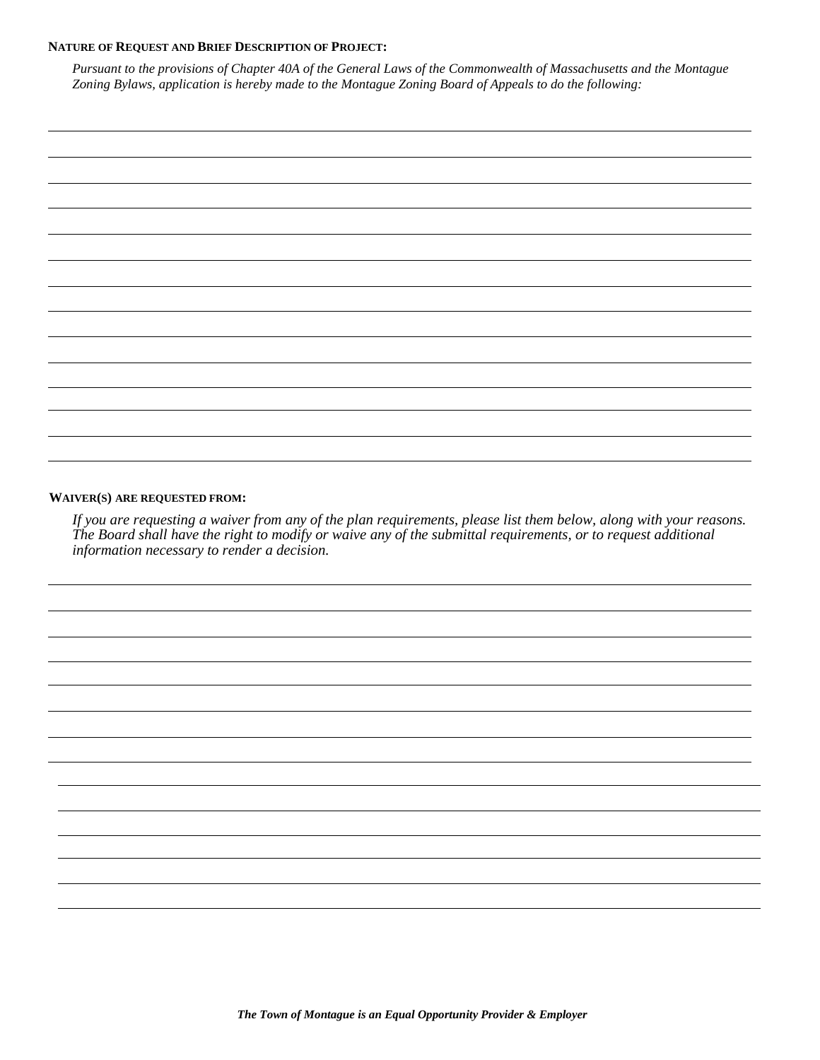**NATURE OF REQUEST AND BRIEF DESCRIPTION OF PROJECT:**

*Pursuant to the provisions of Chapter 40A of the General Laws of the Commonwealth of Massachusetts and the Montague Zoning Bylaws, application is hereby made to the Montague Zoning Board of Appeals to do the following:*

**WAIVER(S) ARE REQUESTED FROM:**

*If you are requesting a waiver from any of the plan requirements, please list them below, along with your reasons. The Board shall have the right to modify or waive any of the submittal requirements, or to request additional information necessary to render a decision.*

***The Town of Montague is an Equal Opportunity Provider & Employer***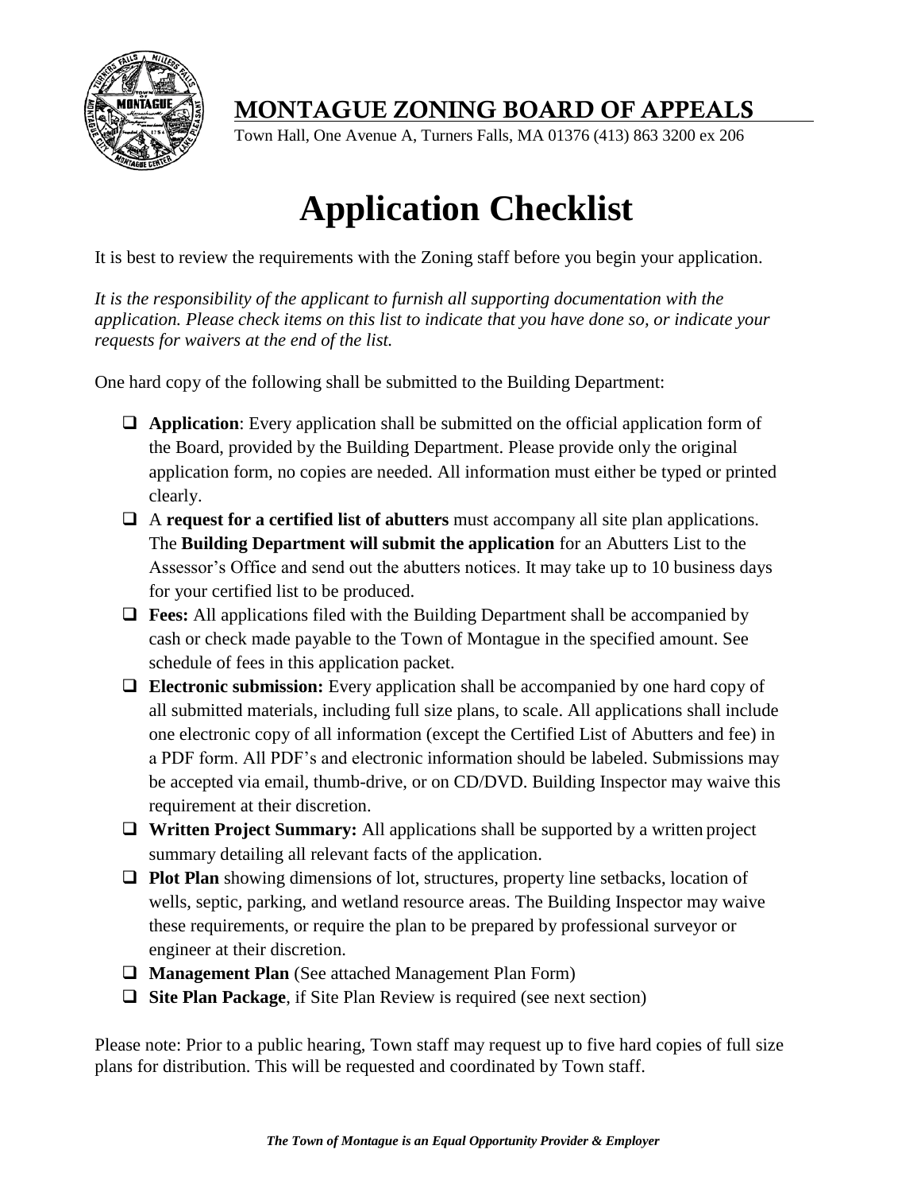# MONTAGUE ZONING BOARD OF APPEALS

Town Hall, One Avenue A, Turners Falls, MA 01376 (413) 863 3200 ex 206

# Application Checklist

It is best to review the requirements with the Zoning staff before you begin your application.

*It is the responsibility of the applicant to furnish all supporting documentation with the application. Please check items on this list to indicate that you have done so, or indicate your requests for waivers at the end of the list.*

One hard copy of the following shall be submitted to the Building Department:

- ☐ **Application**: Every application shall be submitted on the official application form of the Board, provided by the Building Department. Please provide only the original application form, no copies are needed. All information must either be typed or printed clearly.
- ☐ A **request for a certified list of abutters** must accompany all site plan applications. The **Building Department will submit the application** for an Abutters List to the Assessor's Office and send out the abutters notices. It may take up to 10 business days for your certified list to be produced.
- ☐ **Fees:** All applications filed with the Building Department shall be accompanied by cash or check made payable to the Town of Montague in the specified amount. See schedule of fees in this application packet.
- ☐ **Electronic submission:** Every application shall be accompanied by one hard copy of all submitted materials, including full size plans, to scale. All applications shall include one electronic copy of all information (except the Certified List of Abutters and fee) in a PDF form. All PDF's and electronic information should be labeled. Submissions may be accepted via email, thumb-drive, or on CD/DVD. Building Inspector may waive this requirement at their discretion.
- ☐ **Written Project Summary:** All applications shall be supported by a written project summary detailing all relevant facts of the application.
- ☐ **Plot Plan** showing dimensions of lot, structures, property line setbacks, location of wells, septic, parking, and wetland resource areas. The Building Inspector may waive these requirements, or require the plan to be prepared by professional surveyor or engineer at their discretion.
- ☐ **Management Plan** (See attached Management Plan Form)
- ☐ **Site Plan Package**, if Site Plan Review is required (see next section)

Please note: Prior to a public hearing, Town staff may request up to five hard copies of full size plans for distribution. This will be requested and coordinated by Town staff.

***The Town of Montague is an Equal Opportunity Provider & Employer***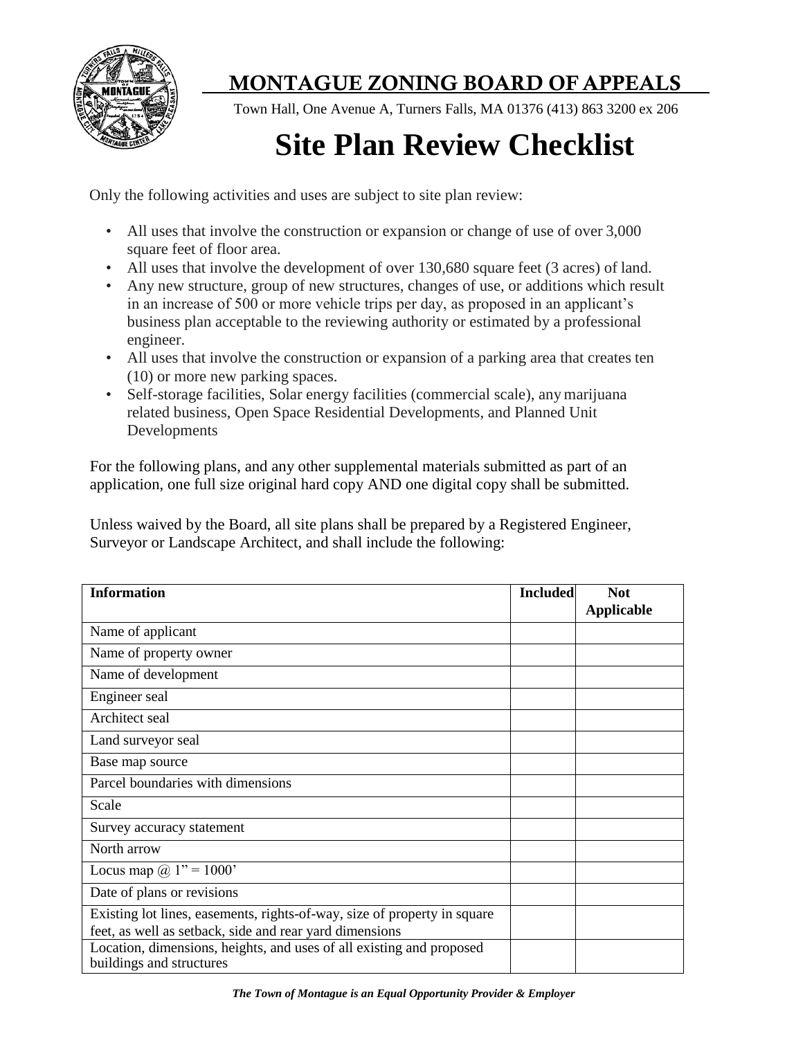# MONTAGUE ZONING BOARD OF APPEALS

Town Hall, One Avenue A, Turners Falls, MA 01376 (413) 863 3200 ex 206

# Site Plan Review Checklist

Only the following activities and uses are subject to site plan review:

- All uses that involve the construction or expansion or change of use of over 3,000 square feet of floor area.
- All uses that involve the development of over 130,680 square feet (3 acres) of land.
- Any new structure, group of new structures, changes of use, or additions which result in an increase of 500 or more vehicle trips per day, as proposed in an applicant's business plan acceptable to the reviewing authority or estimated by a professional engineer.
- All uses that involve the construction or expansion of a parking area that creates ten (10) or more new parking spaces.
- Self-storage facilities, Solar energy facilities (commercial scale), any marijuana related business, Open Space Residential Developments, and Planned Unit Developments

For the following plans, and any other supplemental materials submitted as part of an application, one full size original hard copy AND one digital copy shall be submitted.

Unless waived by the Board, all site plans shall be prepared by a Registered Engineer, Surveyor or Landscape Architect, and shall include the following:

| Information | Included | Not Applicable |
|---|---|---|
| Name of applicant | | |
| Name of property owner | | |
| Name of development | | |
| Engineer seal | | |
| Architect seal | | |
| Land surveyor seal | | |
| Base map source | | |
| Parcel boundaries with dimensions | | |
| Scale | | |
| Survey accuracy statement | | |
| North arrow | | |
| Locus map @ 1" = 1000' | | |
| Date of plans or revisions | | |
| Existing lot lines, easements, rights-of-way, size of property in square feet, as well as setback, side and rear yard dimensions | | |
| Location, dimensions, heights, and uses of all existing and proposed buildings and structures | | |

*The Town of Montague is an Equal Opportunity Provider & Employer*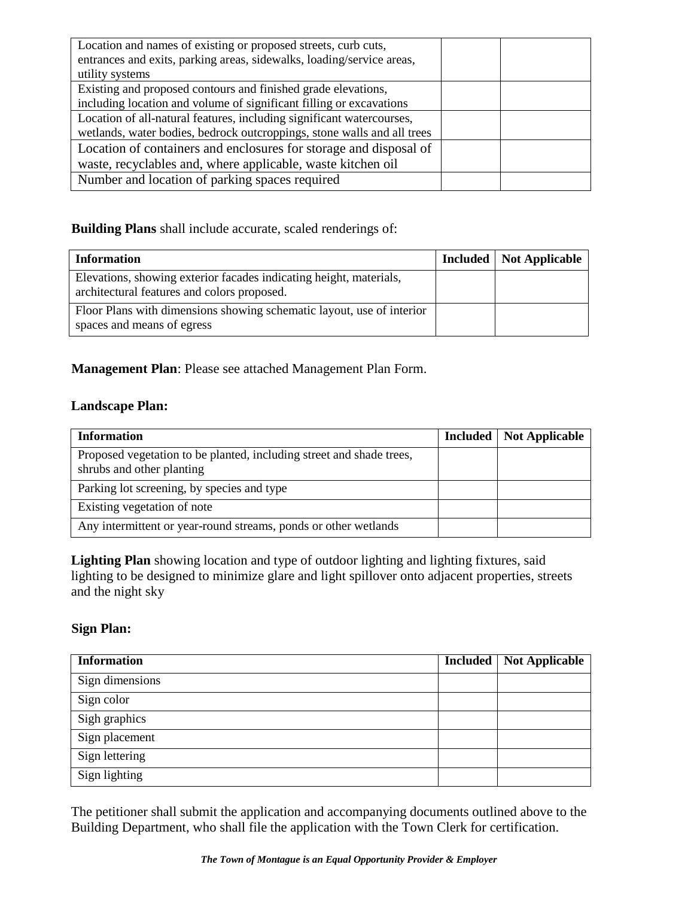| | | |
|---|---|---|
| Location and names of existing or proposed streets, curb cuts, entrances and exits, parking areas, sidewalks, loading/service areas, utility systems | | |
| Existing and proposed contours and finished grade elevations, including location and volume of significant filling or excavations | | |
| Location of all-natural features, including significant watercourses, wetlands, water bodies, bedrock outcroppings, stone walls and all trees | | |
| Location of containers and enclosures for storage and disposal of waste, recyclables and, where applicable, waste kitchen oil | | |
| Number and location of parking spaces required | | |

**Building Plans** shall include accurate, scaled renderings of:

| Information | Included | Not Applicable |
|---|---|---|
| Elevations, showing exterior facades indicating height, materials, architectural features and colors proposed. | | |
| Floor Plans with dimensions showing schematic layout, use of interior spaces and means of egress | | |

**Management Plan**: Please see attached Management Plan Form.

**Landscape Plan:**

| Information | Included | Not Applicable |
|---|---|---|
| Proposed vegetation to be planted, including street and shade trees, shrubs and other planting | | |
| Parking lot screening, by species and type | | |
| Existing vegetation of note | | |
| Any intermittent or year-round streams, ponds or other wetlands | | |

**Lighting Plan** showing location and type of outdoor lighting and lighting fixtures, said lighting to be designed to minimize glare and light spillover onto adjacent properties, streets and the night sky

**Sign Plan:**

| Information | Included | Not Applicable |
|---|---|---|
| Sign dimensions | | |
| Sign color | | |
| Sigh graphics | | |
| Sign placement | | |
| Sign lettering | | |
| Sign lighting | | |

The petitioner shall submit the application and accompanying documents outlined above to the Building Department, who shall file the application with the Town Clerk for certification.

***The Town of Montague is an Equal Opportunity Provider & Employer***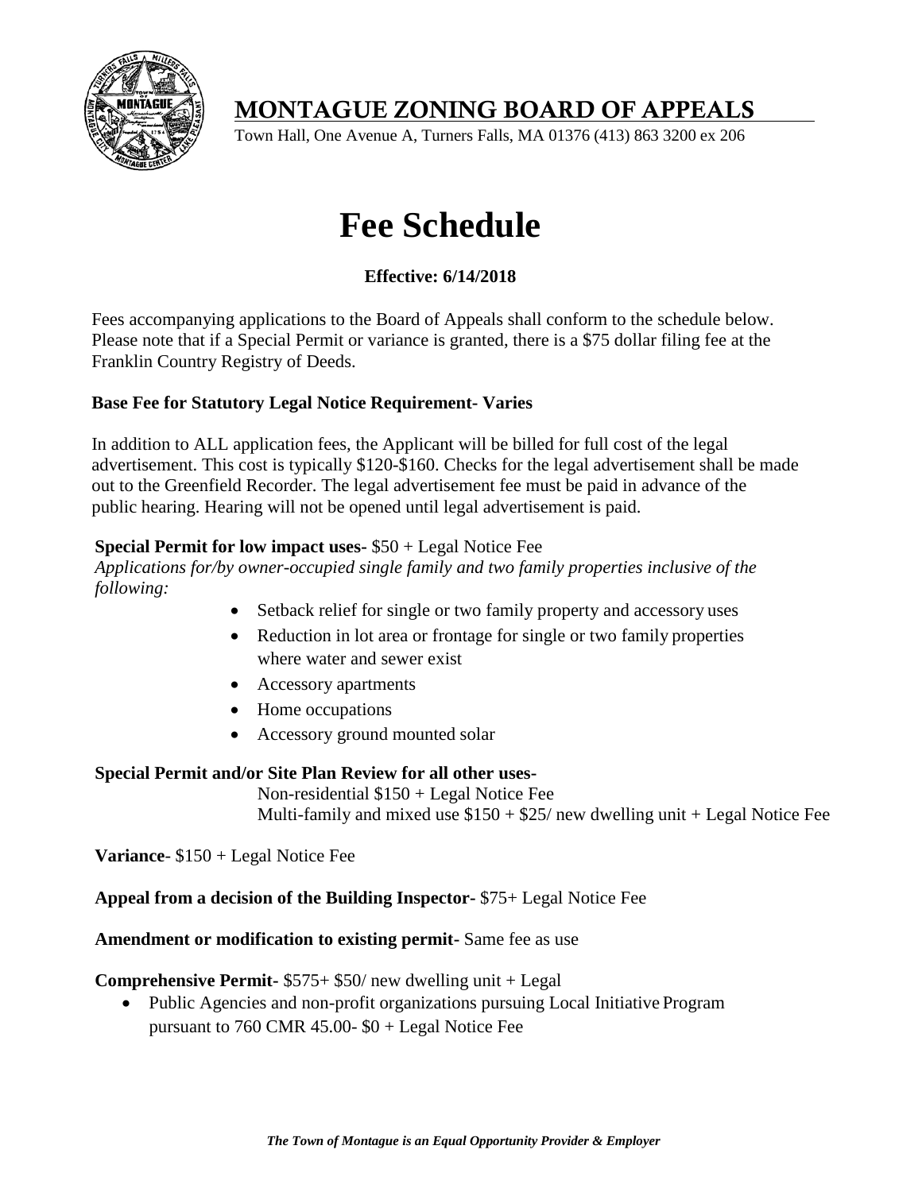# MONTAGUE ZONING BOARD OF APPEALS

Town Hall, One Avenue A, Turners Falls, MA 01376 (413) 863 3200 ex 206

# Fee Schedule

**Effective: 6/14/2018**

Fees accompanying applications to the Board of Appeals shall conform to the schedule below. Please note that if a Special Permit or variance is granted, there is a $75 dollar filing fee at the Franklin Country Registry of Deeds.

**Base Fee for Statutory Legal Notice Requirement- Varies**

In addition to ALL application fees, the Applicant will be billed for full cost of the legal advertisement. This cost is typically $120-$160. Checks for the legal advertisement shall be made out to the Greenfield Recorder. The legal advertisement fee must be paid in advance of the public hearing. Hearing will not be opened until legal advertisement is paid.

**Special Permit for low impact uses-** $50 + Legal Notice Fee

*Applications for/by owner-occupied single family and two family properties inclusive of the following:*

- Setback relief for single or two family property and accessory uses
- Reduction in lot area or frontage for single or two family properties where water and sewer exist
- Accessory apartments
- Home occupations
- Accessory ground mounted solar

**Special Permit and/or Site Plan Review for all other uses-**

Non-residential $150 + Legal Notice Fee

Multi-family and mixed use $150 + $25/ new dwelling unit + Legal Notice Fee

**Variance-** $150 + Legal Notice Fee

**Appeal from a decision of the Building Inspector-** $75+ Legal Notice Fee

**Amendment or modification to existing permit-** Same fee as use

**Comprehensive Permit-** $575+ $50/ new dwelling unit + Legal

- Public Agencies and non-profit organizations pursuing Local Initiative Program pursuant to 760 CMR 45.00- $0 + Legal Notice Fee

***The Town of Montague is an Equal Opportunity Provider & Employer***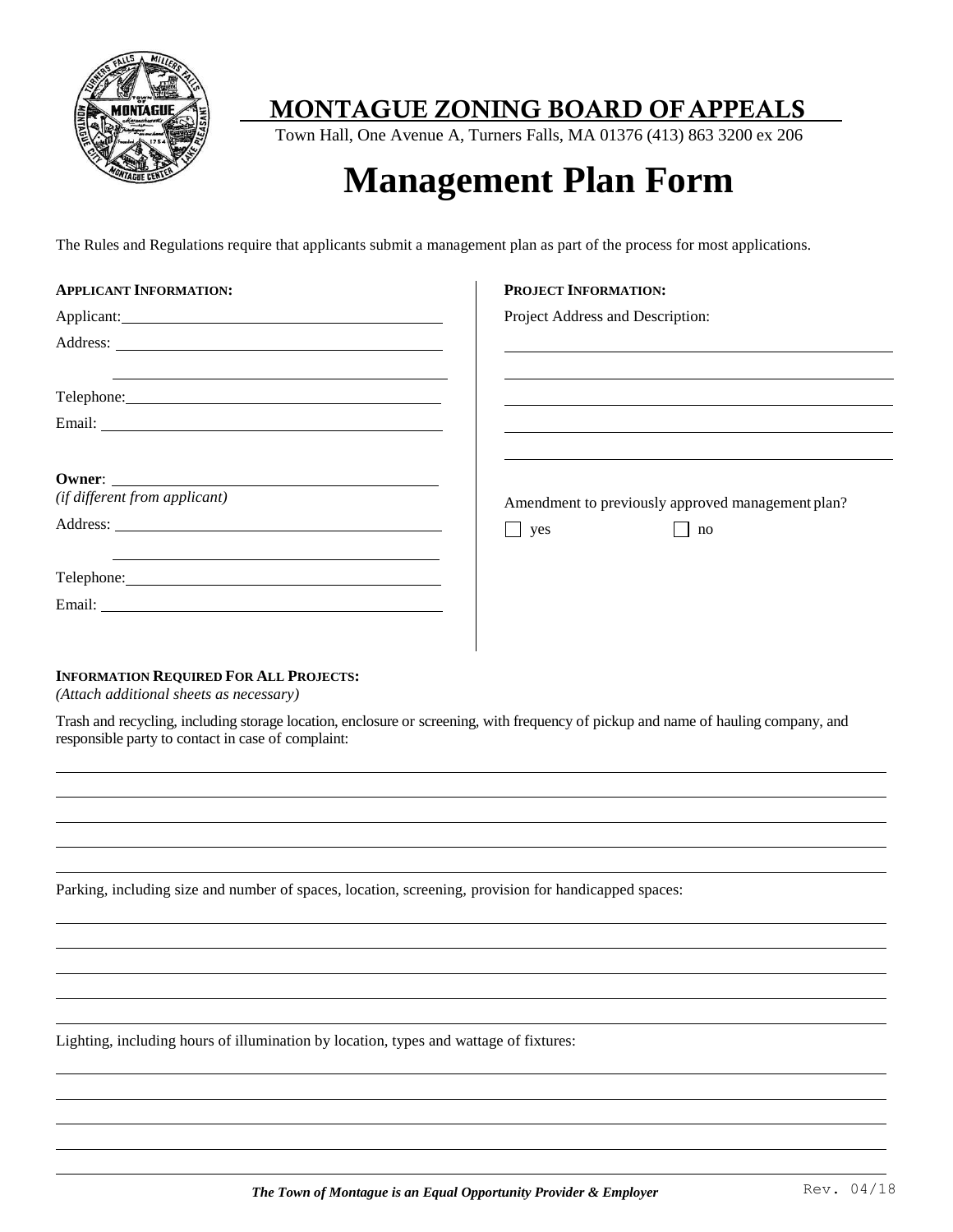# MONTAGUE ZONING BOARD OF APPEALS

Town Hall, One Avenue A, Turners Falls, MA 01376 (413) 863 3200 ex 206

# Management Plan Form

The Rules and Regulations require that applicants submit a management plan as part of the process for most applications.

**APPLICANT INFORMATION:**

Applicant: \_\_\_\_\_\_\_\_\_\_\_\_\_\_\_\_\_\_\_\_\_\_\_\_\_\_\_\_\_\_\_\_

Address: \_\_\_\_\_\_\_\_\_\_\_\_\_\_\_\_\_\_\_\_\_\_\_\_\_\_\_\_\_\_\_\_

\_\_\_\_\_\_\_\_\_\_\_\_\_\_\_\_\_\_\_\_\_\_\_\_\_\_\_\_\_\_\_\_

Telephone: \_\_\_\_\_\_\_\_\_\_\_\_\_\_\_\_\_\_\_\_\_\_\_\_\_\_\_\_\_\_\_\_

Email: \_\_\_\_\_\_\_\_\_\_\_\_\_\_\_\_\_\_\_\_\_\_\_\_\_\_\_\_\_\_\_\_

**Owner**: \_\_\_\_\_\_\_\_\_\_\_\_\_\_\_\_\_\_\_\_\_\_\_\_\_\_\_\_\_\_\_\_
*(if different from applicant)*

Address: \_\_\_\_\_\_\_\_\_\_\_\_\_\_\_\_\_\_\_\_\_\_\_\_\_\_\_\_\_\_\_\_

\_\_\_\_\_\_\_\_\_\_\_\_\_\_\_\_\_\_\_\_\_\_\_\_\_\_\_\_\_\_\_\_

Telephone: \_\_\_\_\_\_\_\_\_\_\_\_\_\_\_\_\_\_\_\_\_\_\_\_\_\_\_\_\_\_\_\_

Email: \_\_\_\_\_\_\_\_\_\_\_\_\_\_\_\_\_\_\_\_\_\_\_\_\_\_\_\_\_\_\_\_

**PROJECT INFORMATION:**

Project Address and Description:

\_\_\_\_\_\_\_\_\_\_\_\_\_\_\_\_\_\_\_\_\_\_\_\_\_\_\_\_\_\_\_\_

\_\_\_\_\_\_\_\_\_\_\_\_\_\_\_\_\_\_\_\_\_\_\_\_\_\_\_\_\_\_\_\_

\_\_\_\_\_\_\_\_\_\_\_\_\_\_\_\_\_\_\_\_\_\_\_\_\_\_\_\_\_\_\_\_

\_\_\_\_\_\_\_\_\_\_\_\_\_\_\_\_\_\_\_\_\_\_\_\_\_\_\_\_\_\_\_\_

\_\_\_\_\_\_\_\_\_\_\_\_\_\_\_\_\_\_\_\_\_\_\_\_\_\_\_\_\_\_\_\_

Amendment to previously approved management plan?

☐ yes ☐ no

**INFORMATION REQUIRED FOR ALL PROJECTS:**
*(Attach additional sheets as necessary)*

Trash and recycling, including storage location, enclosure or screening, with frequency of pickup and name of hauling company, and responsible party to contact in case of complaint:

\_\_\_\_\_\_\_\_\_\_\_\_\_\_\_\_\_\_\_\_\_\_\_\_\_\_\_\_\_\_\_\_\_\_\_\_\_\_\_\_\_\_\_\_\_\_\_\_\_\_\_\_\_\_\_\_\_\_\_\_\_\_\_\_

\_\_\_\_\_\_\_\_\_\_\_\_\_\_\_\_\_\_\_\_\_\_\_\_\_\_\_\_\_\_\_\_\_\_\_\_\_\_\_\_\_\_\_\_\_\_\_\_\_\_\_\_\_\_\_\_\_\_\_\_\_\_\_\_

\_\_\_\_\_\_\_\_\_\_\_\_\_\_\_\_\_\_\_\_\_\_\_\_\_\_\_\_\_\_\_\_\_\_\_\_\_\_\_\_\_\_\_\_\_\_\_\_\_\_\_\_\_\_\_\_\_\_\_\_\_\_\_\_

\_\_\_\_\_\_\_\_\_\_\_\_\_\_\_\_\_\_\_\_\_\_\_\_\_\_\_\_\_\_\_\_\_\_\_\_\_\_\_\_\_\_\_\_\_\_\_\_\_\_\_\_\_\_\_\_\_\_\_\_\_\_\_\_

\_\_\_\_\_\_\_\_\_\_\_\_\_\_\_\_\_\_\_\_\_\_\_\_\_\_\_\_\_\_\_\_\_\_\_\_\_\_\_\_\_\_\_\_\_\_\_\_\_\_\_\_\_\_\_\_\_\_\_\_\_\_\_\_

Parking, including size and number of spaces, location, screening, provision for handicapped spaces:

\_\_\_\_\_\_\_\_\_\_\_\_\_\_\_\_\_\_\_\_\_\_\_\_\_\_\_\_\_\_\_\_\_\_\_\_\_\_\_\_\_\_\_\_\_\_\_\_\_\_\_\_\_\_\_\_\_\_\_\_\_\_\_\_

\_\_\_\_\_\_\_\_\_\_\_\_\_\_\_\_\_\_\_\_\_\_\_\_\_\_\_\_\_\_\_\_\_\_\_\_\_\_\_\_\_\_\_\_\_\_\_\_\_\_\_\_\_\_\_\_\_\_\_\_\_\_\_\_

\_\_\_\_\_\_\_\_\_\_\_\_\_\_\_\_\_\_\_\_\_\_\_\_\_\_\_\_\_\_\_\_\_\_\_\_\_\_\_\_\_\_\_\_\_\_\_\_\_\_\_\_\_\_\_\_\_\_\_\_\_\_\_\_

\_\_\_\_\_\_\_\_\_\_\_\_\_\_\_\_\_\_\_\_\_\_\_\_\_\_\_\_\_\_\_\_\_\_\_\_\_\_\_\_\_\_\_\_\_\_\_\_\_\_\_\_\_\_\_\_\_\_\_\_\_\_\_\_

\_\_\_\_\_\_\_\_\_\_\_\_\_\_\_\_\_\_\_\_\_\_\_\_\_\_\_\_\_\_\_\_\_\_\_\_\_\_\_\_\_\_\_\_\_\_\_\_\_\_\_\_\_\_\_\_\_\_\_\_\_\_\_\_

Lighting, including hours of illumination by location, types and wattage of fixtures:

\_\_\_\_\_\_\_\_\_\_\_\_\_\_\_\_\_\_\_\_\_\_\_\_\_\_\_\_\_\_\_\_\_\_\_\_\_\_\_\_\_\_\_\_\_\_\_\_\_\_\_\_\_\_\_\_\_\_\_\_\_\_\_\_

\_\_\_\_\_\_\_\_\_\_\_\_\_\_\_\_\_\_\_\_\_\_\_\_\_\_\_\_\_\_\_\_\_\_\_\_\_\_\_\_\_\_\_\_\_\_\_\_\_\_\_\_\_\_\_\_\_\_\_\_\_\_\_\_

\_\_\_\_\_\_\_\_\_\_\_\_\_\_\_\_\_\_\_\_\_\_\_\_\_\_\_\_\_\_\_\_\_\_\_\_\_\_\_\_\_\_\_\_\_\_\_\_\_\_\_\_\_\_\_\_\_\_\_\_\_\_\_\_

\_\_\_\_\_\_\_\_\_\_\_\_\_\_\_\_\_\_\_\_\_\_\_\_\_\_\_\_\_\_\_\_\_\_\_\_\_\_\_\_\_\_\_\_\_\_\_\_\_\_\_\_\_\_\_\_\_\_\_\_\_\_\_\_

\_\_\_\_\_\_\_\_\_\_\_\_\_\_\_\_\_\_\_\_\_\_\_\_\_\_\_\_\_\_\_\_\_\_\_\_\_\_\_\_\_\_\_\_\_\_\_\_\_\_\_\_\_\_\_\_\_\_\_\_\_\_\_\_

***The Town of Montague is an Equal Opportunity Provider & Employer***

Rev. 04/18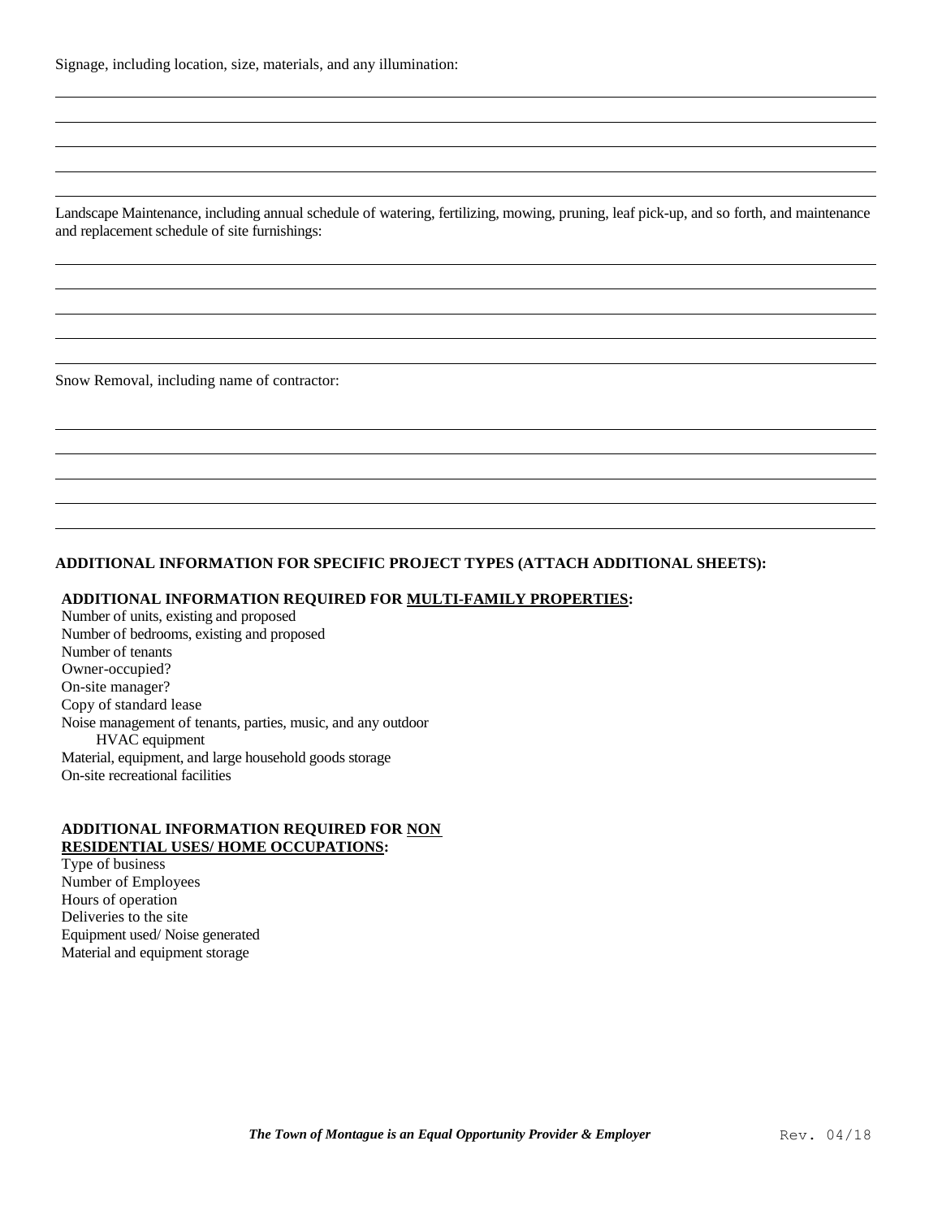Signage, including location, size, materials, and any illumination:

Landscape Maintenance, including annual schedule of watering, fertilizing, mowing, pruning, leaf pick-up, and so forth, and maintenance and replacement schedule of site furnishings:

Snow Removal, including name of contractor:

**ADDITIONAL INFORMATION FOR SPECIFIC PROJECT TYPES (ATTACH ADDITIONAL SHEETS):**

**ADDITIONAL INFORMATION REQUIRED FOR <u>MULTI-FAMILY PROPERTIES</u>:**

Number of units, existing and proposed
Number of bedrooms, existing and proposed
Number of tenants
Owner-occupied?
On-site manager?
Copy of standard lease
Noise management of tenants, parties, music, and any outdoor HVAC equipment
Material, equipment, and large household goods storage
On-site recreational facilities

**ADDITIONAL INFORMATION REQUIRED FOR <u>NON RESIDENTIAL USES/ HOME OCCUPATIONS</u>:**

Type of business
Number of Employees
Hours of operation
Deliveries to the site
Equipment used/ Noise generated
Material and equipment storage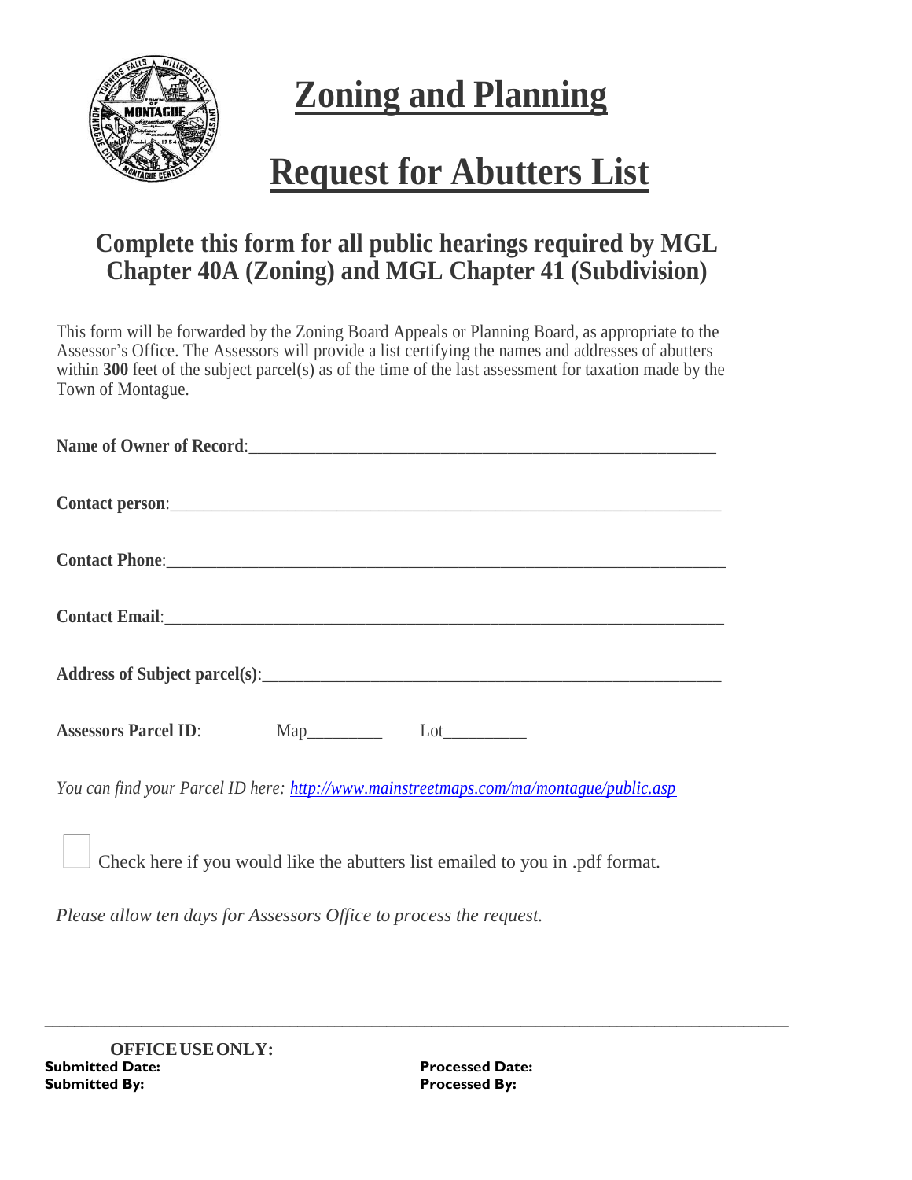# Zoning and Planning

# Request for Abutters List

## Complete this form for all public hearings required by MGL Chapter 40A (Zoning) and MGL Chapter 41 (Subdivision)

This form will be forwarded by the Zoning Board Appeals or Planning Board, as appropriate to the Assessor's Office. The Assessors will provide a list certifying the names and addresses of abutters within **300** feet of the subject parcel(s) as of the time of the last assessment for taxation made by the Town of Montague.

**Name of Owner of Record**:\_\_\_\_\_\_\_\_\_\_\_\_\_\_\_\_\_\_\_\_\_\_\_\_\_\_\_\_\_\_\_\_\_\_\_\_\_\_\_\_\_\_\_\_\_\_\_\_\_\_\_\_\_\_\_\_

**Contact person**:\_\_\_\_\_\_\_\_\_\_\_\_\_\_\_\_\_\_\_\_\_\_\_\_\_\_\_\_\_\_\_\_\_\_\_\_\_\_\_\_\_\_\_\_\_\_\_\_\_\_\_\_\_\_\_\_\_\_\_\_\_\_\_

**Contact Phone**:\_\_\_\_\_\_\_\_\_\_\_\_\_\_\_\_\_\_\_\_\_\_\_\_\_\_\_\_\_\_\_\_\_\_\_\_\_\_\_\_\_\_\_\_\_\_\_\_\_\_\_\_\_\_\_\_\_\_\_\_\_\_\_\_

**Contact Email**:\_\_\_\_\_\_\_\_\_\_\_\_\_\_\_\_\_\_\_\_\_\_\_\_\_\_\_\_\_\_\_\_\_\_\_\_\_\_\_\_\_\_\_\_\_\_\_\_\_\_\_\_\_\_\_\_\_\_\_\_\_\_\_\_

**Address of Subject parcel(s)**:\_\_\_\_\_\_\_\_\_\_\_\_\_\_\_\_\_\_\_\_\_\_\_\_\_\_\_\_\_\_\_\_\_\_\_\_\_\_\_\_\_\_\_\_\_\_\_\_\_\_\_\_\_

**Assessors Parcel ID**: Map\_\_\_\_\_\_\_\_\_ Lot\_\_\_\_\_\_\_\_\_\_

*You can find your Parcel ID here: http://www.mainstreetmaps.com/ma/montague/public.asp*

☐ Check here if you would like the abutters list emailed to you in .pdf format.

*Please allow ten days for Assessors Office to process the request.*

---

**OFFICE USE ONLY:**

**Submitted Date:**

**Submitted By:**

**Processed Date:**

**Processed By:**